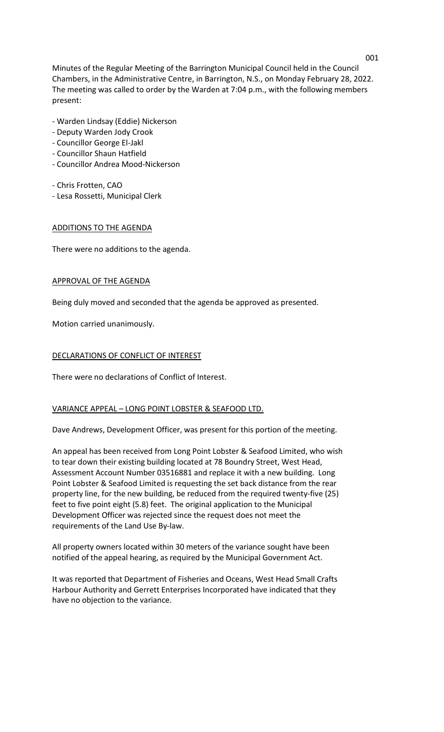Minutes of the Regular Meeting of the Barrington Municipal Council held in the Council Chambers, in the Administrative Centre, in Barrington, N.S., on Monday February 28, 2022. The meeting was called to order by the Warden at 7:04 p.m., with the following members present:

- Warden Lindsay (Eddie) Nickerson
- Deputy Warden Jody Crook
- Councillor George El-Jakl
- Councillor Shaun Hatfield
- Councillor Andrea Mood-Nickerson

- Chris Frotten, CAO
- Lesa Rossetti, Municipal Clerk

## ADDITIONS TO THE AGENDA

There were no additions to the agenda.

## APPROVAL OF THE AGENDA

Being duly moved and seconded that the agenda be approved as presented.

Motion carried unanimously.

## DECLARATIONS OF CONFLICT OF INTEREST

There were no declarations of Conflict of Interest.

## VARIANCE APPEAL – LONG POINT LOBSTER & SEAFOOD LTD.

Dave Andrews, Development Officer, was present for this portion of the meeting.

An appeal has been received from Long Point Lobster & Seafood Limited, who wish to tear down their existing building located at 78 Boundry Street, West Head, Assessment Account Number 03516881 and replace it with a new building. Long Point Lobster & Seafood Limited is requesting the set back distance from the rear property line, for the new building, be reduced from the required twenty-five (25) feet to five point eight (5.8) feet. The original application to the Municipal Development Officer was rejected since the request does not meet the requirements of the Land Use By-law.

All property owners located within 30 meters of the variance sought have been notified of the appeal hearing, as required by the Municipal Government Act.

It was reported that Department of Fisheries and Oceans, West Head Small Crafts Harbour Authority and Gerrett Enterprises Incorporated have indicated that they have no objection to the variance.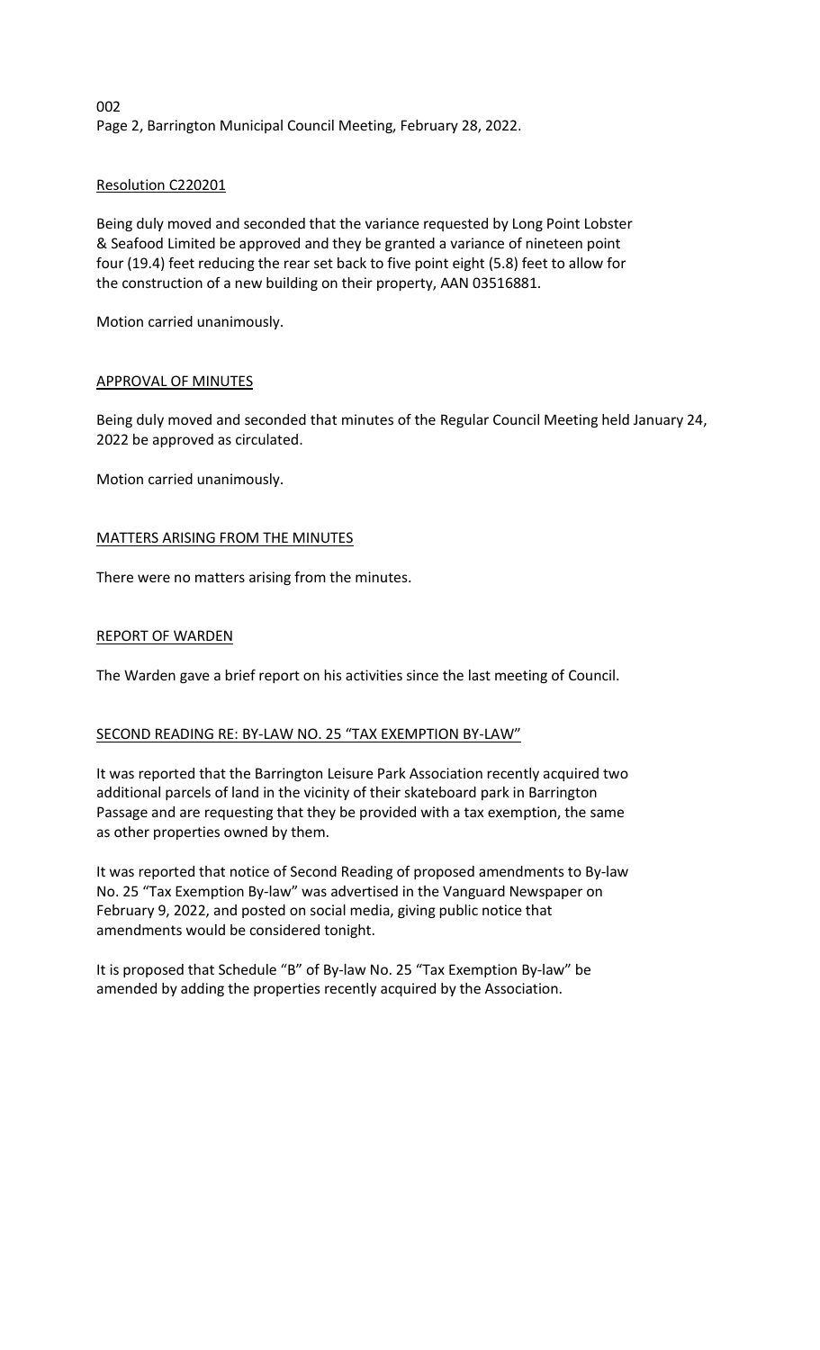Resolution C220201

Being duly moved and seconded that the variance requested by Long Point Lobster & Seafood Limited be approved and they be granted a variance of nineteen point four (19.4) feet reducing the rear set back to five point eight (5.8) feet to allow for the construction of a new building on their property, AAN 03516881.

Motion carried unanimously.

## APPROVAL OF MINUTES

Being duly moved and seconded that minutes of the Regular Council Meeting held January 24, 2022 be approved as circulated.

Motion carried unanimously.

## MATTERS ARISING FROM THE MINUTES

There were no matters arising from the minutes.

## REPORT OF WARDEN

The Warden gave a brief report on his activities since the last meeting of Council.

## SECOND READING RE: BY-LAW NO. 25 "TAX EXEMPTION BY-LAW"

It was reported that the Barrington Leisure Park Association recently acquired two additional parcels of land in the vicinity of their skateboard park in Barrington Passage and are requesting that they be provided with a tax exemption, the same as other properties owned by them.

It was reported that notice of Second Reading of proposed amendments to By-law No. 25 "Tax Exemption By-law" was advertised in the Vanguard Newspaper on February 9, 2022, and posted on social media, giving public notice that amendments would be considered tonight.

It is proposed that Schedule "B" of By-law No. 25 "Tax Exemption By-law" be amended by adding the properties recently acquired by the Association.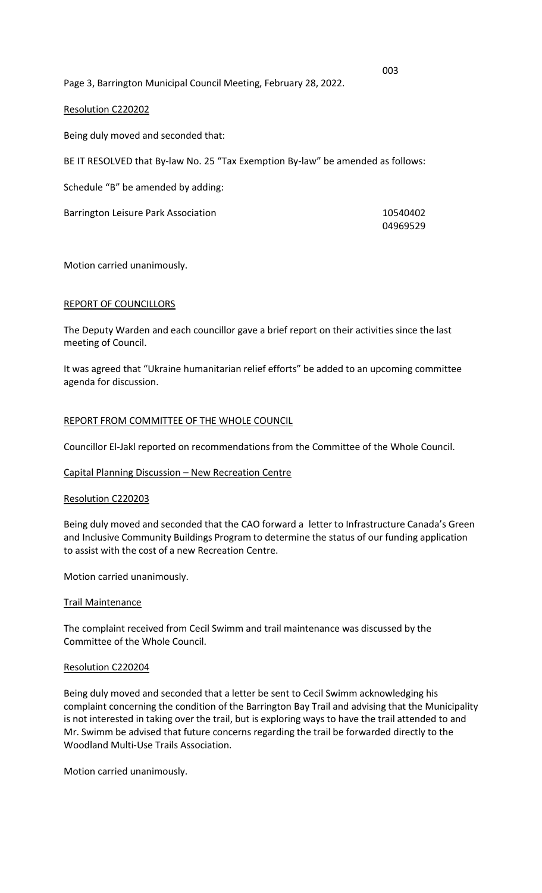Resolution C220202

Being duly moved and seconded that:

BE IT RESOLVED that By-law No. 25 "Tax Exemption By-law" be amended as follows:

Schedule "B" be amended by adding:

| | |
|---|---|
| Barrington Leisure Park Association | 10540402<br>04969529 |

Motion carried unanimously.

REPORT OF COUNCILLORS

The Deputy Warden and each councillor gave a brief report on their activities since the last meeting of Council.

It was agreed that "Ukraine humanitarian relief efforts" be added to an upcoming committee agenda for discussion.

REPORT FROM COMMITTEE OF THE WHOLE COUNCIL

Councillor El-Jakl reported on recommendations from the Committee of the Whole Council.

Capital Planning Discussion – New Recreation Centre

Resolution C220203

Being duly moved and seconded that the CAO forward a letter to Infrastructure Canada's Green and Inclusive Community Buildings Program to determine the status of our funding application to assist with the cost of a new Recreation Centre.

Motion carried unanimously.

Trail Maintenance

The complaint received from Cecil Swimm and trail maintenance was discussed by the Committee of the Whole Council.

Resolution C220204

Being duly moved and seconded that a letter be sent to Cecil Swimm acknowledging his complaint concerning the condition of the Barrington Bay Trail and advising that the Municipality is not interested in taking over the trail, but is exploring ways to have the trail attended to and Mr. Swimm be advised that future concerns regarding the trail be forwarded directly to the Woodland Multi-Use Trails Association.

Motion carried unanimously.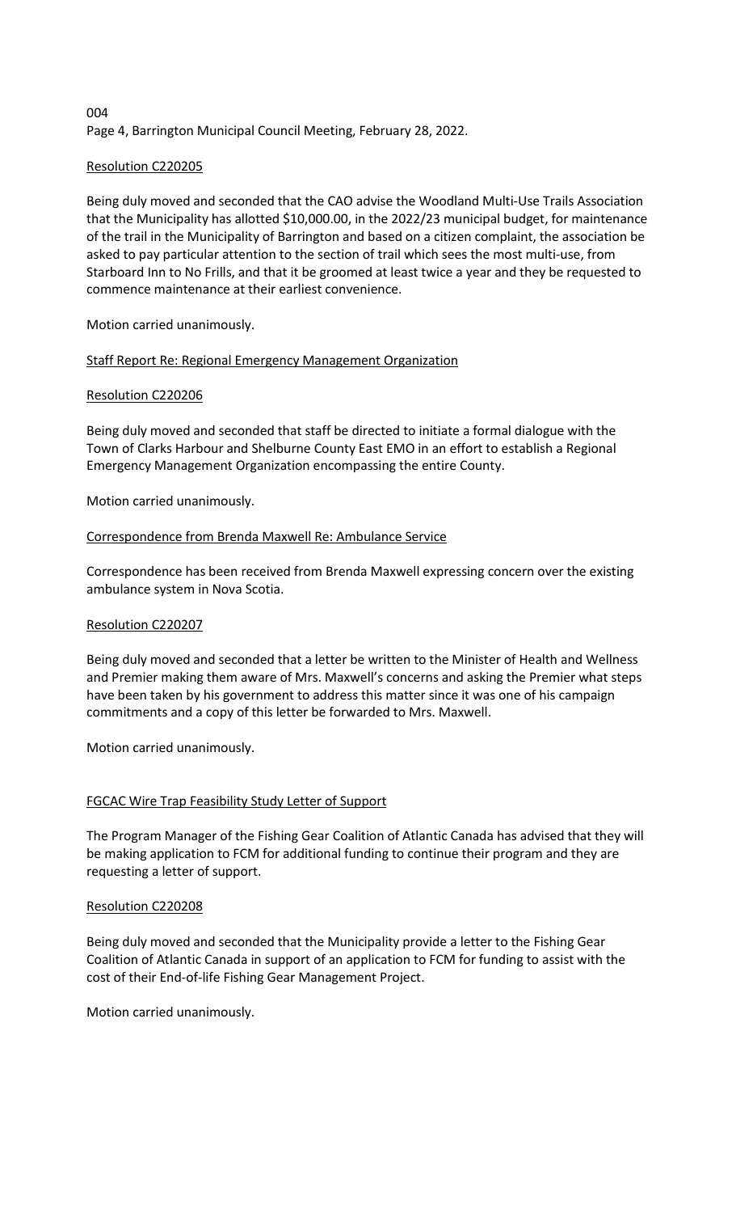#### Resolution C220205

Being duly moved and seconded that the CAO advise the Woodland Multi-Use Trails Association that the Municipality has allotted $10,000.00, in the 2022/23 municipal budget, for maintenance of the trail in the Municipality of Barrington and based on a citizen complaint, the association be asked to pay particular attention to the section of trail which sees the most multi-use, from Starboard Inn to No Frills, and that it be groomed at least twice a year and they be requested to commence maintenance at their earliest convenience.

Motion carried unanimously.

#### Staff Report Re: Regional Emergency Management Organization

#### Resolution C220206

Being duly moved and seconded that staff be directed to initiate a formal dialogue with the Town of Clarks Harbour and Shelburne County East EMO in an effort to establish a Regional Emergency Management Organization encompassing the entire County.

Motion carried unanimously.

#### Correspondence from Brenda Maxwell Re: Ambulance Service

Correspondence has been received from Brenda Maxwell expressing concern over the existing ambulance system in Nova Scotia.

#### Resolution C220207

Being duly moved and seconded that a letter be written to the Minister of Health and Wellness and Premier making them aware of Mrs. Maxwell's concerns and asking the Premier what steps have been taken by his government to address this matter since it was one of his campaign commitments and a copy of this letter be forwarded to Mrs. Maxwell.

Motion carried unanimously.

#### FGCAC Wire Trap Feasibility Study Letter of Support

The Program Manager of the Fishing Gear Coalition of Atlantic Canada has advised that they will be making application to FCM for additional funding to continue their program and they are requesting a letter of support.

#### Resolution C220208

Being duly moved and seconded that the Municipality provide a letter to the Fishing Gear Coalition of Atlantic Canada in support of an application to FCM for funding to assist with the cost of their End-of-life Fishing Gear Management Project.

Motion carried unanimously.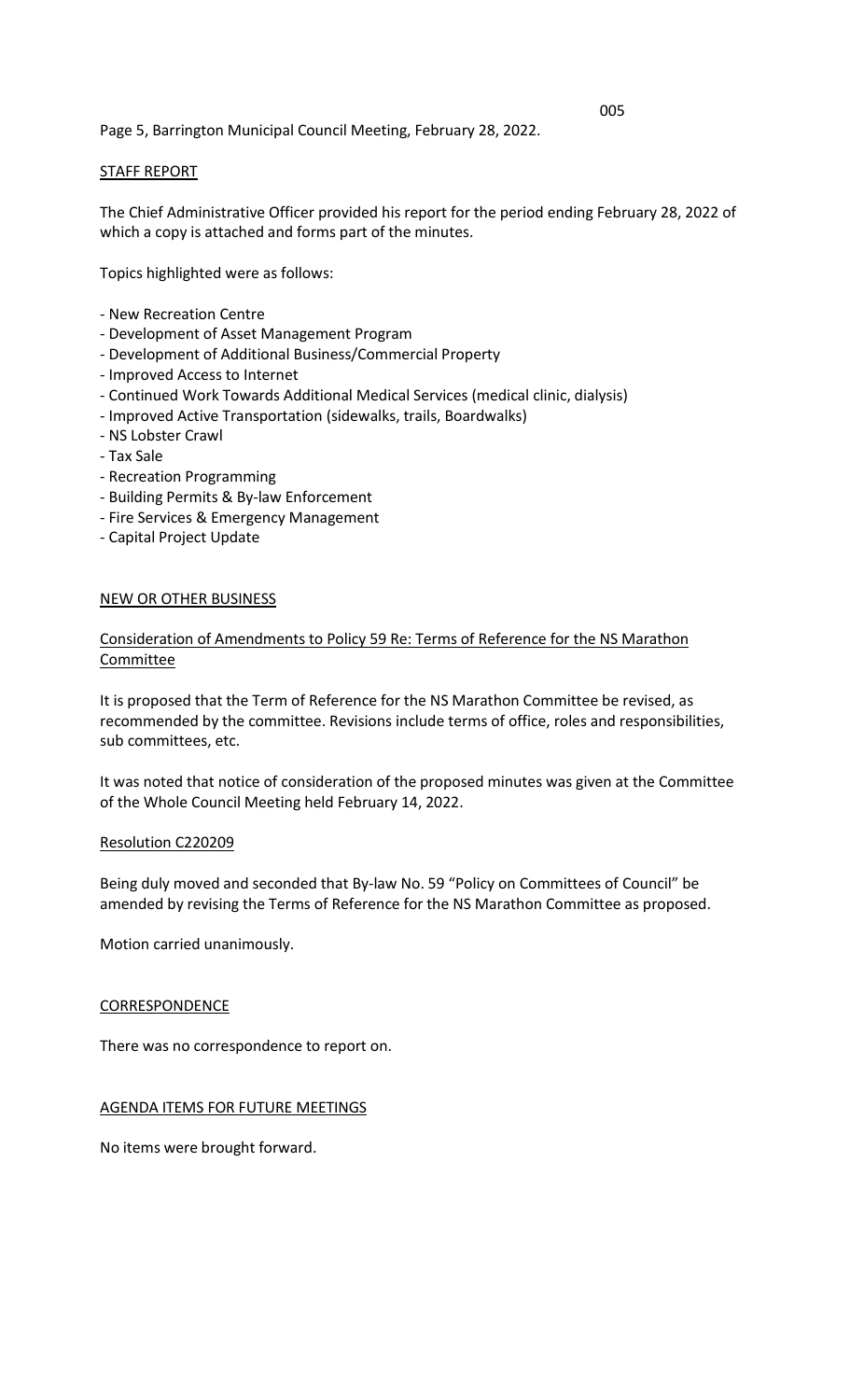Page 5, Barrington Municipal Council Meeting, February 28, 2022.

## STAFF REPORT

The Chief Administrative Officer provided his report for the period ending February 28, 2022 of which a copy is attached and forms part of the minutes.

Topics highlighted were as follows:

- New Recreation Centre
- Development of Asset Management Program
- Development of Additional Business/Commercial Property
- Improved Access to Internet
- Continued Work Towards Additional Medical Services (medical clinic, dialysis)
- Improved Active Transportation (sidewalks, trails, Boardwalks)
- NS Lobster Crawl
- Tax Sale
- Recreation Programming
- Building Permits & By-law Enforcement
- Fire Services & Emergency Management
- Capital Project Update

## NEW OR OTHER BUSINESS

### Consideration of Amendments to Policy 59 Re: Terms of Reference for the NS Marathon Committee

It is proposed that the Term of Reference for the NS Marathon Committee be revised, as recommended by the committee. Revisions include terms of office, roles and responsibilities, sub committees, etc.

It was noted that notice of consideration of the proposed minutes was given at the Committee of the Whole Council Meeting held February 14, 2022.

### Resolution C220209

Being duly moved and seconded that By-law No. 59 "Policy on Committees of Council" be amended by revising the Terms of Reference for the NS Marathon Committee as proposed.

Motion carried unanimously.

## CORRESPONDENCE

There was no correspondence to report on.

## AGENDA ITEMS FOR FUTURE MEETINGS

No items were brought forward.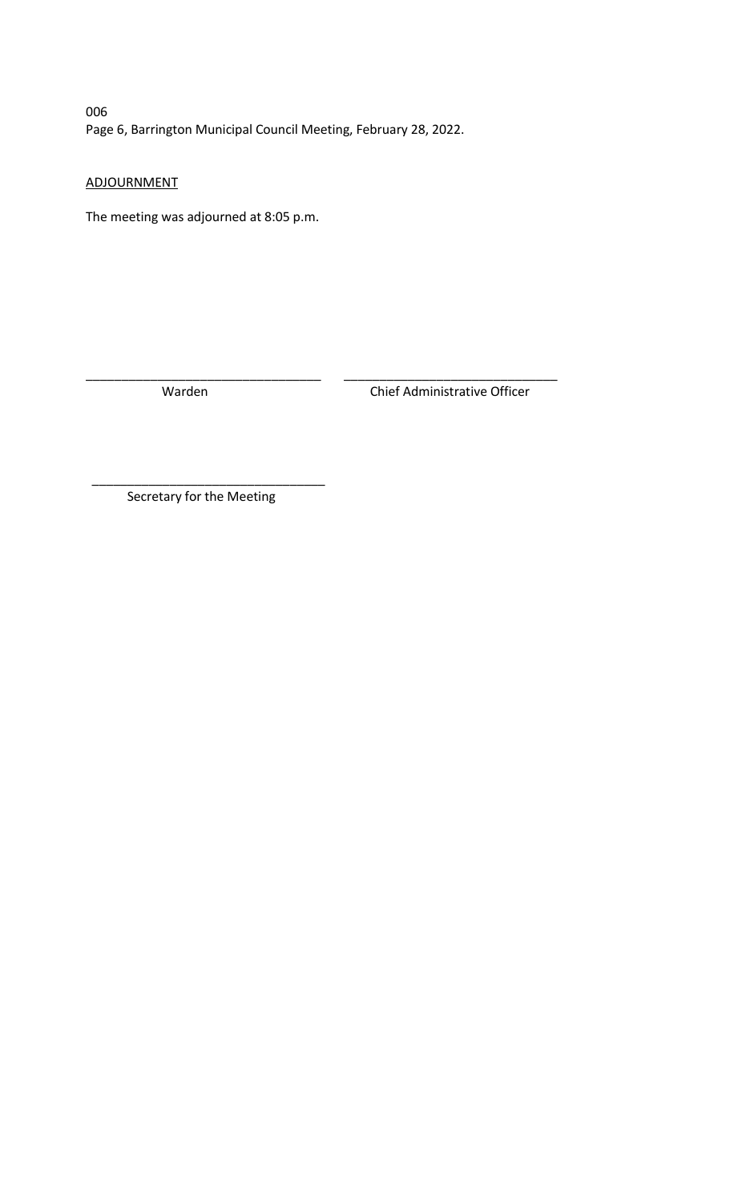## ADJOURNMENT

The meeting was adjourned at 8:05 p.m.

\_\_\_\_\_\_\_\_\_\_\_\_\_\_\_\_\_\_\_\_\_\_\_\_\_\_\_\_\_\_\_\_\_\_
Warden

\_\_\_\_\_\_\_\_\_\_\_\_\_\_\_\_\_\_\_\_\_\_\_\_\_\_\_\_\_\_\_\_\_\_
Chief Administrative Officer

\_\_\_\_\_\_\_\_\_\_\_\_\_\_\_\_\_\_\_\_\_\_\_\_\_\_\_\_\_\_\_\_\_\_
Secretary for the Meeting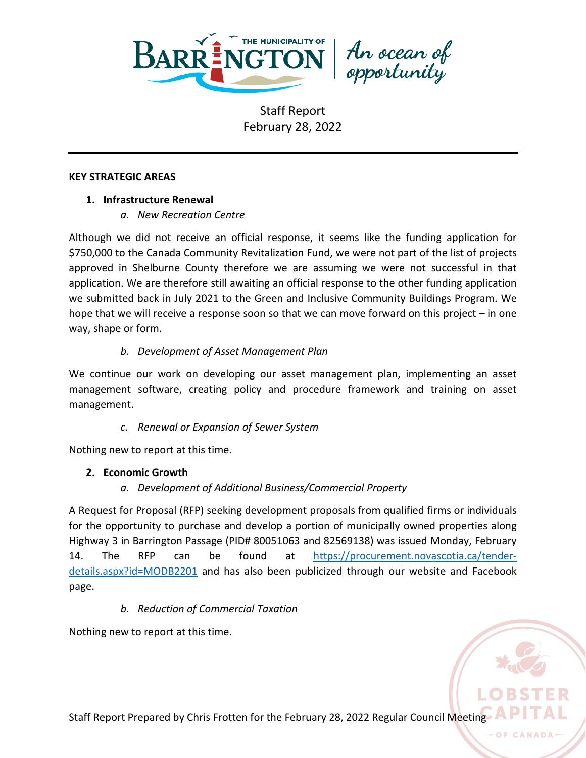Staff Report
February 28, 2022

---

**KEY STRATEGIC AREAS**

1. **Infrastructure Renewal**
   a. *New Recreation Centre*

Although we did not receive an official response, it seems like the funding application for $750,000 to the Canada Community Revitalization Fund, we were not part of the list of projects approved in Shelburne County therefore we are assuming we were not successful in that application. We are therefore still awaiting an official response to the other funding application we submitted back in July 2021 to the Green and Inclusive Community Buildings Program. We hope that we will receive a response soon so that we can move forward on this project – in one way, shape or form.

   b. *Development of Asset Management Plan*

We continue our work on developing our asset management plan, implementing an asset management software, creating policy and procedure framework and training on asset management.

   c. *Renewal or Expansion of Sewer System*

Nothing new to report at this time.

2. **Economic Growth**
   a. *Development of Additional Business/Commercial Property*

A Request for Proposal (RFP) seeking development proposals from qualified firms or individuals for the opportunity to purchase and develop a portion of municipally owned properties along Highway 3 in Barrington Passage (PID# 80051063 and 82569138) was issued Monday, February 14. The RFP can be found at [https://procurement.novascotia.ca/tender-details.aspx?id=MODB2201](https://procurement.novascotia.ca/tender-details.aspx?id=MODB2201) and has also been publicized through our website and Facebook page.

   b. *Reduction of Commercial Taxation*

Nothing new to report at this time.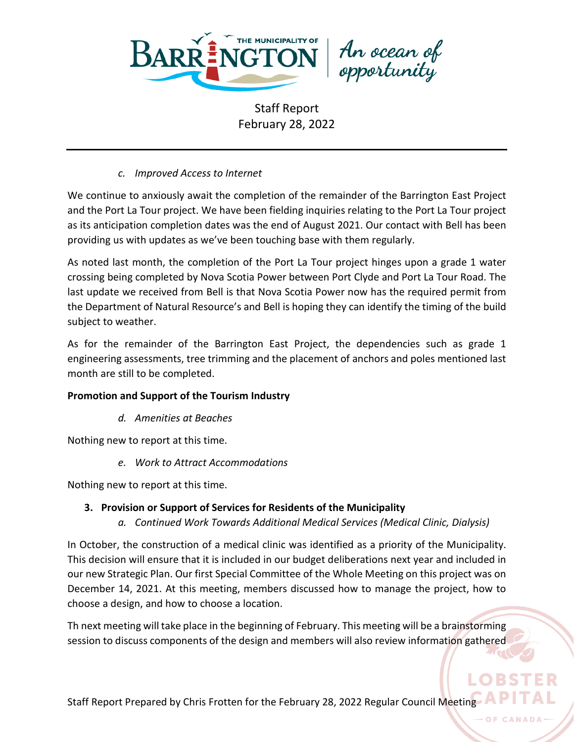*c. Improved Access to Internet*

We continue to anxiously await the completion of the remainder of the Barrington East Project and the Port La Tour project. We have been fielding inquiries relating to the Port La Tour project as its anticipation completion dates was the end of August 2021. Our contact with Bell has been providing us with updates as we've been touching base with them regularly.

As noted last month, the completion of the Port La Tour project hinges upon a grade 1 water crossing being completed by Nova Scotia Power between Port Clyde and Port La Tour Road. The last update we received from Bell is that Nova Scotia Power now has the required permit from the Department of Natural Resource's and Bell is hoping they can identify the timing of the build subject to weather.

As for the remainder of the Barrington East Project, the dependencies such as grade 1 engineering assessments, tree trimming and the placement of anchors and poles mentioned last month are still to be completed.

**Promotion and Support of the Tourism Industry**

*d. Amenities at Beaches*

Nothing new to report at this time.

*e. Work to Attract Accommodations*

Nothing new to report at this time.

**3. Provision or Support of Services for Residents of the Municipality**

*a. Continued Work Towards Additional Medical Services (Medical Clinic, Dialysis)*

In October, the construction of a medical clinic was identified as a priority of the Municipality. This decision will ensure that it is included in our budget deliberations next year and included in our new Strategic Plan. Our first Special Committee of the Whole Meeting on this project was on December 14, 2021. At this meeting, members discussed how to manage the project, how to choose a design, and how to choose a location.

Th next meeting will take place in the beginning of February. This meeting will be a brainstorming session to discuss components of the design and members will also review information gathered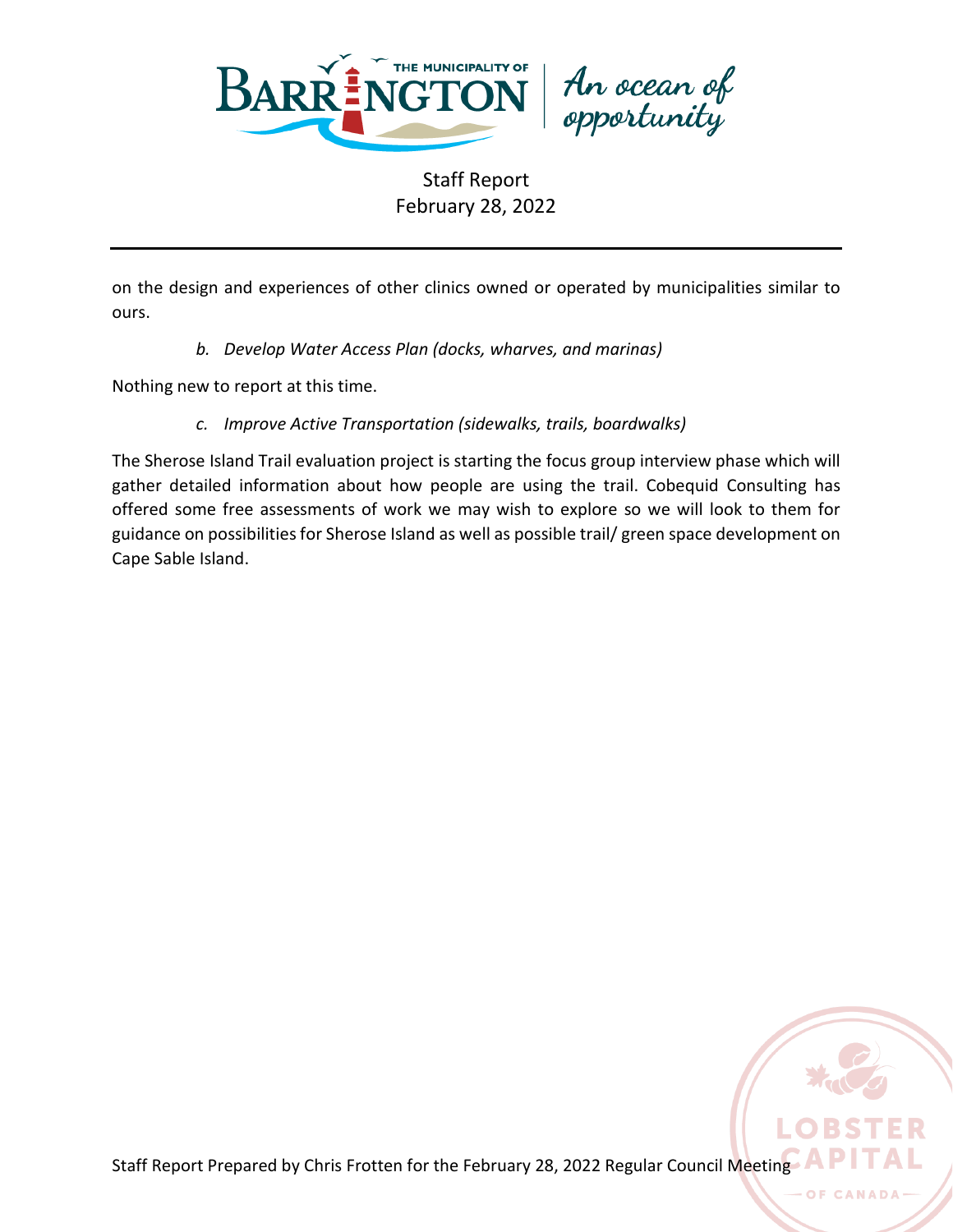on the design and experiences of other clinics owned or operated by municipalities similar to ours.

*b. Develop Water Access Plan (docks, wharves, and marinas)*

Nothing new to report at this time.

*c. Improve Active Transportation (sidewalks, trails, boardwalks)*

The Sherose Island Trail evaluation project is starting the focus group interview phase which will gather detailed information about how people are using the trail. Cobequid Consulting has offered some free assessments of work we may wish to explore so we will look to them for guidance on possibilities for Sherose Island as well as possible trail/ green space development on Cape Sable Island.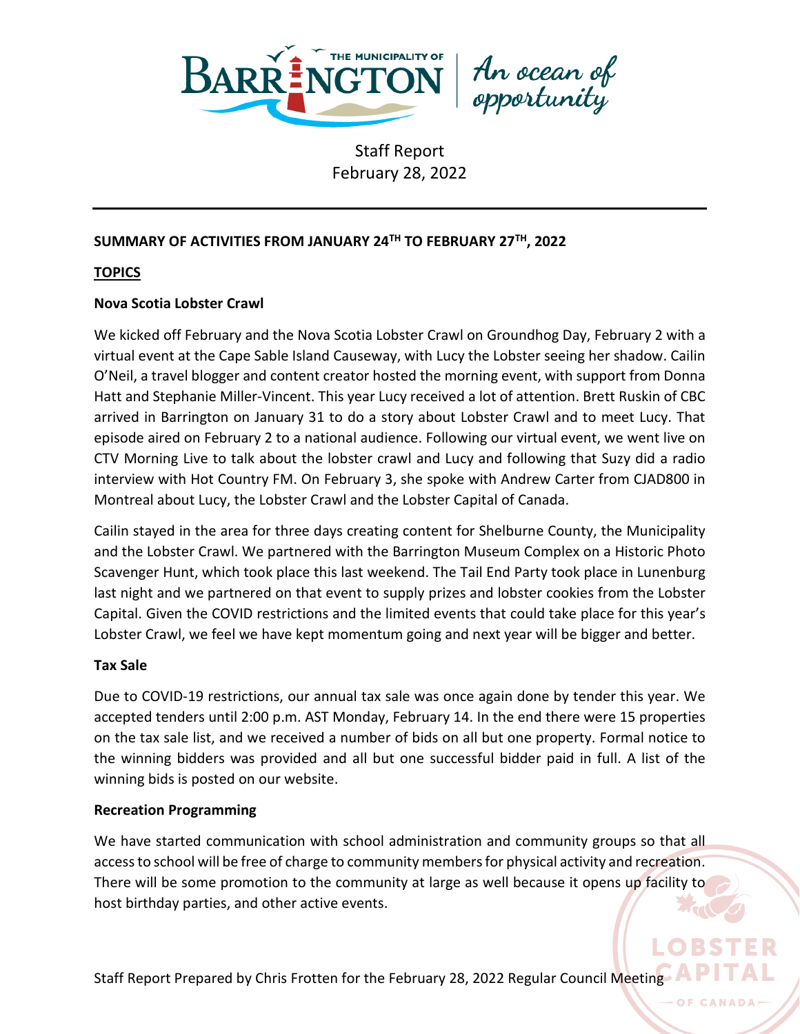Staff Report
February 28, 2022

**SUMMARY OF ACTIVITIES FROM JANUARY 24TH TO FEBRUARY 27TH, 2022**

**TOPICS**

**Nova Scotia Lobster Crawl**

We kicked off February and the Nova Scotia Lobster Crawl on Groundhog Day, February 2 with a virtual event at the Cape Sable Island Causeway, with Lucy the Lobster seeing her shadow. Cailin O'Neil, a travel blogger and content creator hosted the morning event, with support from Donna Hatt and Stephanie Miller-Vincent. This year Lucy received a lot of attention. Brett Ruskin of CBC arrived in Barrington on January 31 to do a story about Lobster Crawl and to meet Lucy. That episode aired on February 2 to a national audience. Following our virtual event, we went live on CTV Morning Live to talk about the lobster crawl and Lucy and following that Suzy did a radio interview with Hot Country FM. On February 3, she spoke with Andrew Carter from CJAD800 in Montreal about Lucy, the Lobster Crawl and the Lobster Capital of Canada.

Cailin stayed in the area for three days creating content for Shelburne County, the Municipality and the Lobster Crawl. We partnered with the Barrington Museum Complex on a Historic Photo Scavenger Hunt, which took place this last weekend. The Tail End Party took place in Lunenburg last night and we partnered on that event to supply prizes and lobster cookies from the Lobster Capital. Given the COVID restrictions and the limited events that could take place for this year's Lobster Crawl, we feel we have kept momentum going and next year will be bigger and better.

**Tax Sale**

Due to COVID-19 restrictions, our annual tax sale was once again done by tender this year. We accepted tenders until 2:00 p.m. AST Monday, February 14. In the end there were 15 properties on the tax sale list, and we received a number of bids on all but one property. Formal notice to the winning bidders was provided and all but one successful bidder paid in full. A list of the winning bids is posted on our website.

**Recreation Programming**

We have started communication with school administration and community groups so that all access to school will be free of charge to community members for physical activity and recreation. There will be some promotion to the community at large as well because it opens up facility to host birthday parties, and other active events.

Staff Report Prepared by Chris Frotten for the February 28, 2022 Regular Council Meeting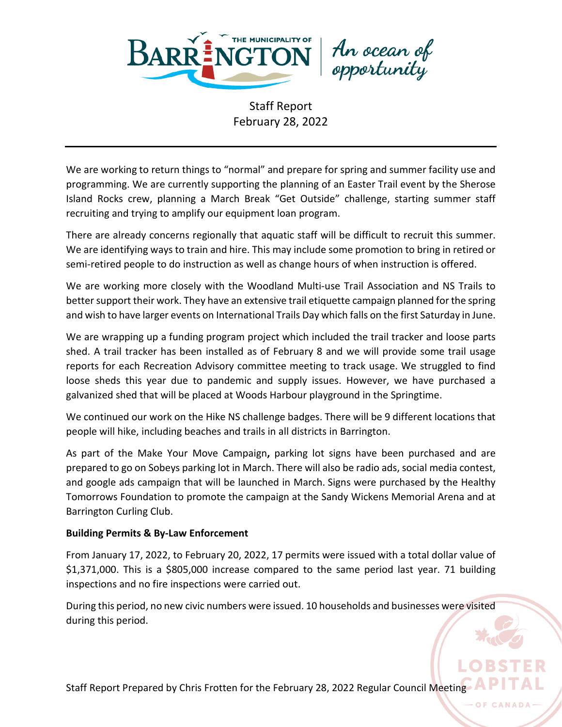Staff Report
February 28, 2022

---

We are working to return things to "normal" and prepare for spring and summer facility use and programming. We are currently supporting the planning of an Easter Trail event by the Sherose Island Rocks crew, planning a March Break "Get Outside" challenge, starting summer staff recruiting and trying to amplify our equipment loan program.

There are already concerns regionally that aquatic staff will be difficult to recruit this summer. We are identifying ways to train and hire. This may include some promotion to bring in retired or semi-retired people to do instruction as well as change hours of when instruction is offered.

We are working more closely with the Woodland Multi-use Trail Association and NS Trails to better support their work. They have an extensive trail etiquette campaign planned for the spring and wish to have larger events on International Trails Day which falls on the first Saturday in June.

We are wrapping up a funding program project which included the trail tracker and loose parts shed. A trail tracker has been installed as of February 8 and we will provide some trail usage reports for each Recreation Advisory committee meeting to track usage. We struggled to find loose sheds this year due to pandemic and supply issues. However, we have purchased a galvanized shed that will be placed at Woods Harbour playground in the Springtime.

We continued our work on the Hike NS challenge badges. There will be 9 different locations that people will hike, including beaches and trails in all districts in Barrington.

As part of the Make Your Move Campaign**,** parking lot signs have been purchased and are prepared to go on Sobeys parking lot in March. There will also be radio ads, social media contest, and google ads campaign that will be launched in March. Signs were purchased by the Healthy Tomorrows Foundation to promote the campaign at the Sandy Wickens Memorial Arena and at Barrington Curling Club.

**Building Permits & By-Law Enforcement**

From January 17, 2022, to February 20, 2022, 17 permits were issued with a total dollar value of $1,371,000. This is a $805,000 increase compared to the same period last year. 71 building inspections and no fire inspections were carried out.

During this period, no new civic numbers were issued. 10 households and businesses were visited during this period.

Staff Report Prepared by Chris Frotten for the February 28, 2022 Regular Council Meeting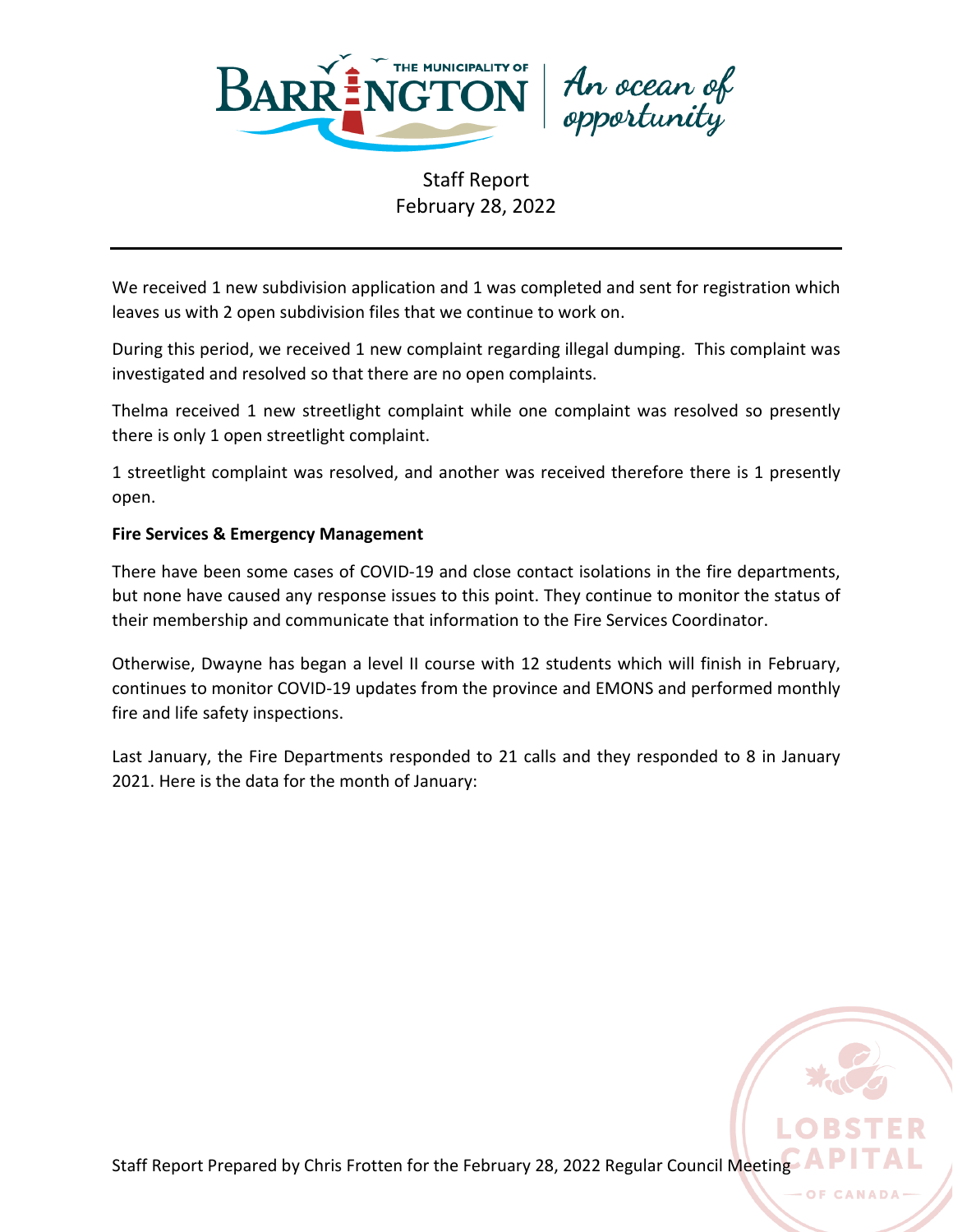Staff Report
February 28, 2022

---

We received 1 new subdivision application and 1 was completed and sent for registration which leaves us with 2 open subdivision files that we continue to work on.

During this period, we received 1 new complaint regarding illegal dumping. This complaint was investigated and resolved so that there are no open complaints.

Thelma received 1 new streetlight complaint while one complaint was resolved so presently there is only 1 open streetlight complaint.

1 streetlight complaint was resolved, and another was received therefore there is 1 presently open.

**Fire Services & Emergency Management**

There have been some cases of COVID-19 and close contact isolations in the fire departments, but none have caused any response issues to this point. They continue to monitor the status of their membership and communicate that information to the Fire Services Coordinator.

Otherwise, Dwayne has began a level II course with 12 students which will finish in February, continues to monitor COVID-19 updates from the province and EMONS and performed monthly fire and life safety inspections.

Last January, the Fire Departments responded to 21 calls and they responded to 8 in January 2021. Here is the data for the month of January:

Staff Report Prepared by Chris Frotten for the February 28, 2022 Regular Council Meeting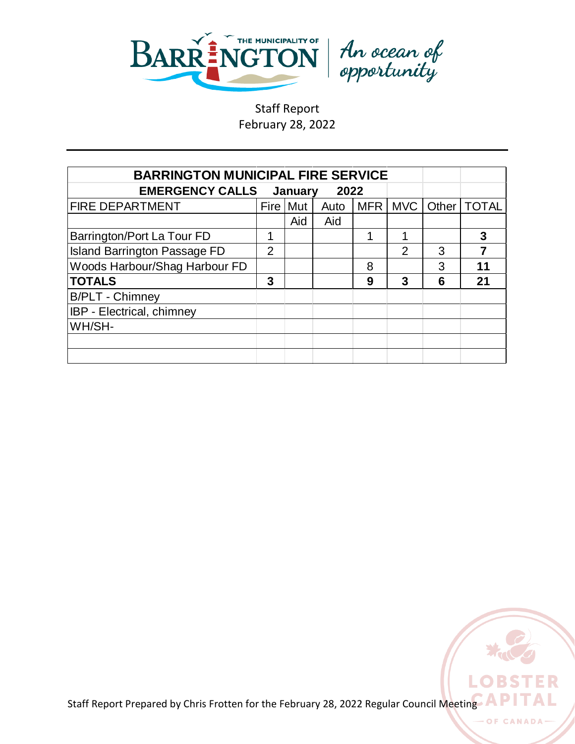Staff Report
February 28, 2022

| BARRINGTON MUNICIPAL FIRE SERVICE | | | | | | | |
|---|---|---|---|---|---|---|---|
| **EMERGENCY CALLS January 2022** | | | | | | | |
| FIRE DEPARTMENT | Fire | Mut Aid | Auto Aid | MFR | MVC | Other | TOTAL |
| Barrington/Port La Tour FD | 1 | | | 1 | 1 | | **3** |
| Island Barrington Passage FD | 2 | | | | 2 | 3 | **7** |
| Woods Harbour/Shag Harbour FD | | | | 8 | | 3 | **11** |
| **TOTALS** | **3** | | | **9** | **3** | **6** | **21** |
| B/PLT - Chimney | | | | | | | |
| IBP - Electrical, chimney | | | | | | | |
| WH/SH- | | | | | | | |

Staff Report Prepared by Chris Frotten for the February 28, 2022 Regular Council Meeting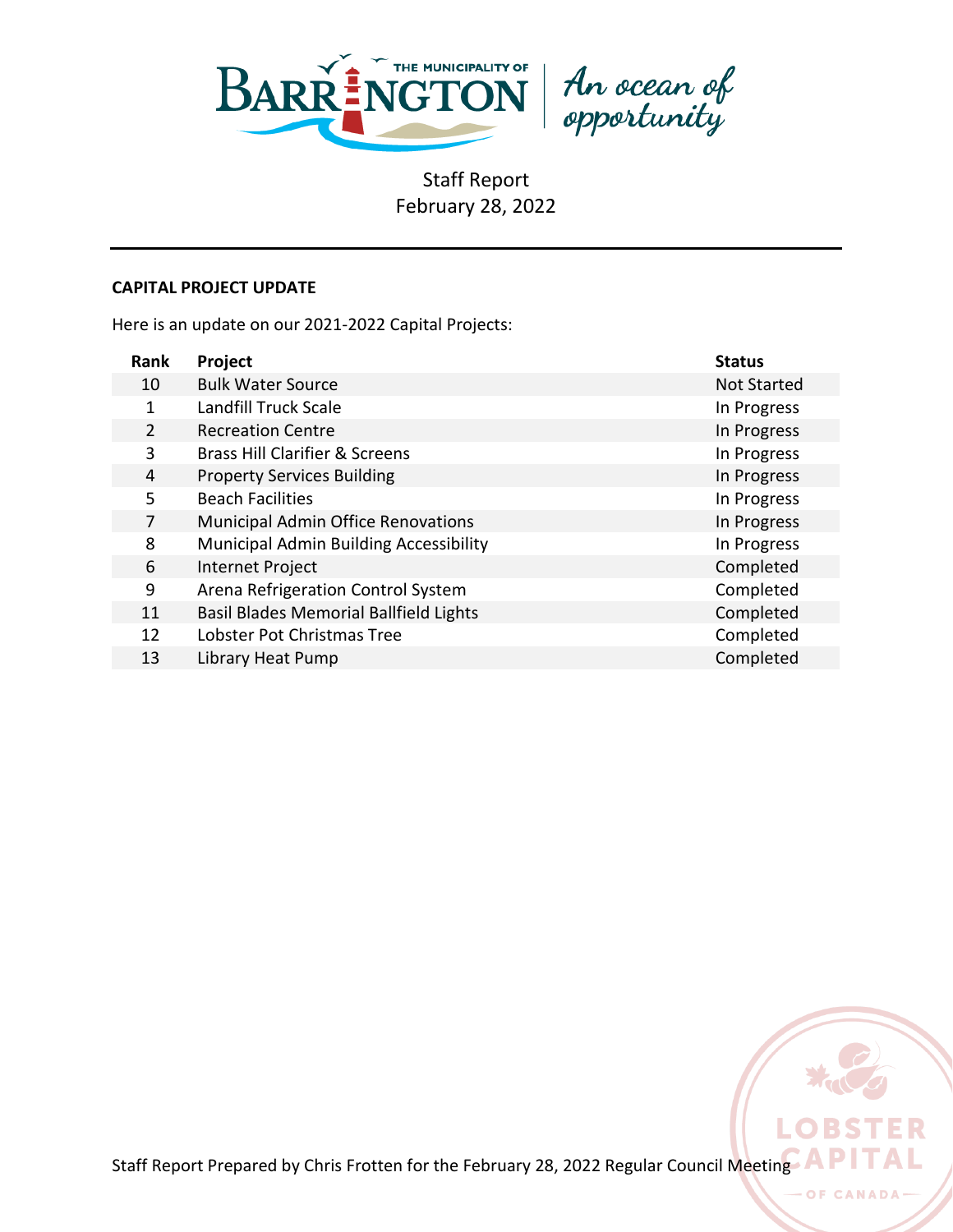Staff Report
February 28, 2022

## CAPITAL PROJECT UPDATE

Here is an update on our 2021-2022 Capital Projects:

| Rank | Project | Status |
|---|---|---|
| 10 | Bulk Water Source | Not Started |
| 1 | Landfill Truck Scale | In Progress |
| 2 | Recreation Centre | In Progress |
| 3 | Brass Hill Clarifier & Screens | In Progress |
| 4 | Property Services Building | In Progress |
| 5 | Beach Facilities | In Progress |
| 7 | Municipal Admin Office Renovations | In Progress |
| 8 | Municipal Admin Building Accessibility | In Progress |
| 6 | Internet Project | Completed |
| 9 | Arena Refrigeration Control System | Completed |
| 11 | Basil Blades Memorial Ballfield Lights | Completed |
| 12 | Lobster Pot Christmas Tree | Completed |
| 13 | Library Heat Pump | Completed |

Staff Report Prepared by Chris Frotten for the February 28, 2022 Regular Council Meeting